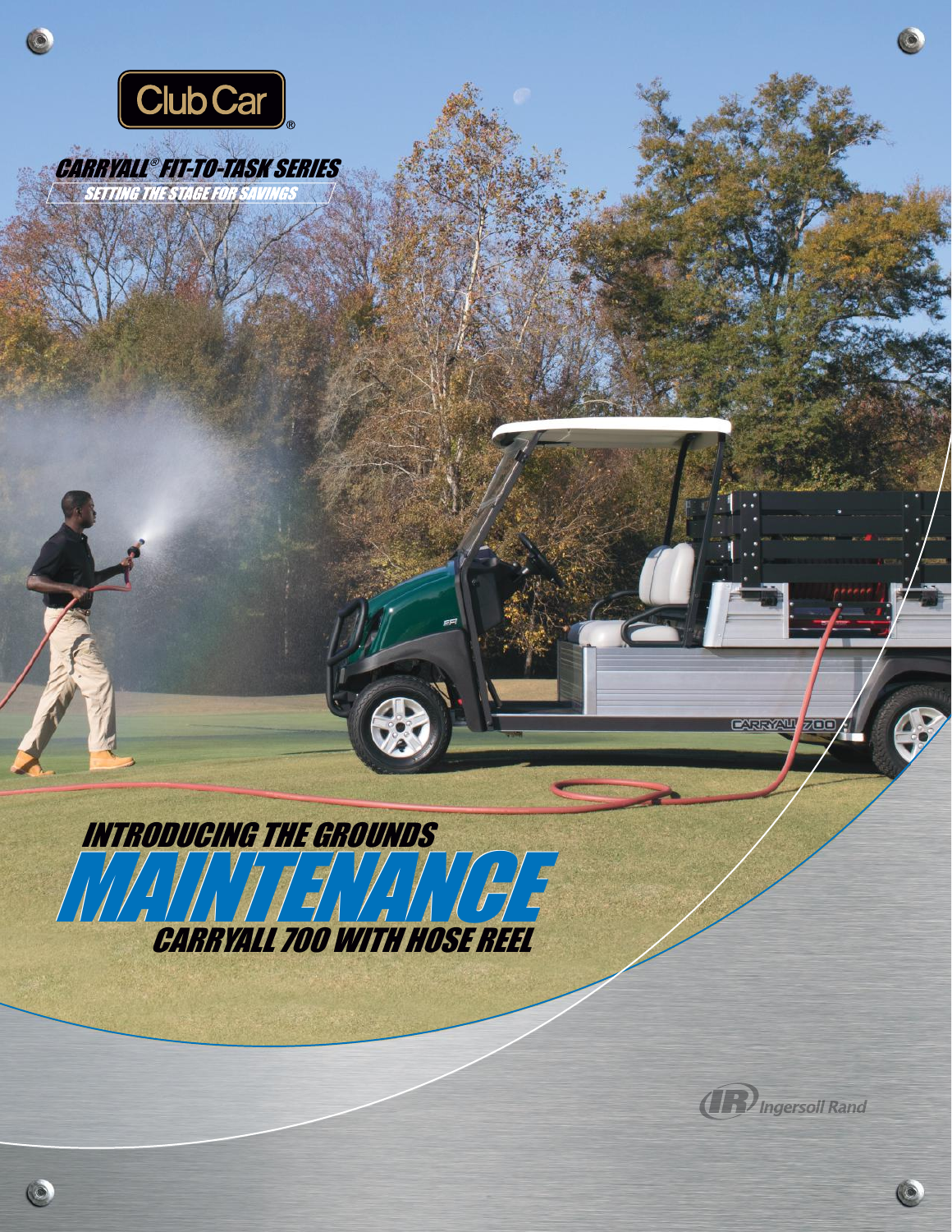Club Car®

# CARRYALL® FIT-TO-TASK SERIES

SETTING THE STAGE FOR SAVINGS

## INTRODUCING THE GROUNDS MAINTENANCE CARRYALL 700 WITH HOSE REEL

Ingersoll Rand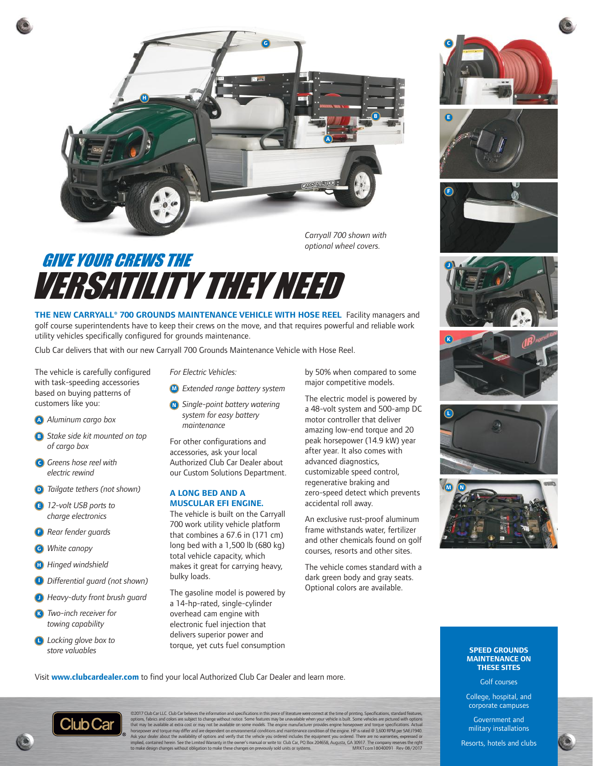Carryall 700 shown with optional wheel covers.

# GIVE YOUR CREWS THE VERSATILITY THEY NEED

**THE NEW CARRYALL® 700 GROUNDS MAINTENANCE VEHICLE WITH HOSE REEL** Facility managers and golf course superintendents have to keep their crews on the move, and that requires powerful and reliable work utility vehicles specifically configured for grounds maintenance.

Club Car delivers that with our new Carryall 700 Grounds Maintenance Vehicle with Hose Reel.

The vehicle is carefully configured with task-speeding accessories based on buying patterns of customers like you:

- **A** *Aluminum cargo box*
- **B** *Stake side kit mounted on top of cargo box*
- **C** *Greens hose reel with electric rewind*
- **D** *Tailgate tethers (not shown)*
- **E** *12-volt USB ports to charge electronics*
- **F** *Rear fender guards*
- **G** *White canopy*
- **H** *Hinged windshield*
- **I** *Differential guard (not shown)*
- **J** *Heavy-duty front brush guard*
- **K** *Two-inch receiver for towing capability*
- **L** *Locking glove box to store valuables*

*For Electric Vehicles:*

- **M** *Extended range battery system*
- **N** *Single-point battery watering system for easy battery maintenance*

For other configurations and accessories, ask your local Authorized Club Car Dealer about our Custom Solutions Department.

## A LONG BED AND A MUSCULAR EFI ENGINE.

The vehicle is built on the Carryall 700 work utility vehicle platform that combines a 67.6 in (171 cm) long bed with a 1,500 lb (680 kg) total vehicle capacity, which makes it great for carrying heavy, bulky loads.

The gasoline model is powered by a 14-hp-rated, single-cylinder overhead cam engine with electronic fuel injection that delivers superior power and torque, yet cuts fuel consumption by 50% when compared to some major competitive models.

The electric model is powered by a 48-volt system and 500-amp DC motor controller that deliver amazing low-end torque and 20 peak horsepower (14.9 kW) year after year. It also comes with advanced diagnostics, customizable speed control, regenerative braking and zero-speed detect which prevents accidental roll away.

An exclusive rust-proof aluminum frame withstands water, fertilizer and other chemicals found on golf courses, resorts and other sites.

The vehicle comes standard with a dark green body and gray seats. Optional colors are available.

Visit **www.clubcardealer.com** to find your local Authorized Club Car Dealer and learn more.

**SPEED GROUNDS MAINTENANCE ON THESE SITES**

Golf courses

College, hospital, and corporate campuses

Government and military installations

Resorts, hotels and clubs

©2017 Club Car LLC. Club Car believes the information and specifications in this piece of literature were correct at the time of printing. Specifications, standard features, options, fabrics and colors are subject to change without notice. Some features may be unavailable when your vehicle is built. Some vehicles are pictured with options that may be available at extra cost or may not be available on some models. The engine manufacturer provides engine horsepower and torque specifications. Actual horsepower and torque may differ and are dependent on environmental conditions and maintenance condition of the engine. HP is rated @ 3,600 RPM per SAEJ1940. Ask your dealer about the availability of options and verify that the vehicle you ordered includes the equipment you ordered. There are no warranties, expressed or implied, contained herein. See the Limited Warranty in the owner's manual or write to: Club Car, PO Box 204658, Augusta, GA 30917. The company reserves the right to make design changes without obligation to make these changes on previously sold units or systems. MRKTcom18040091 Rev 08/2017